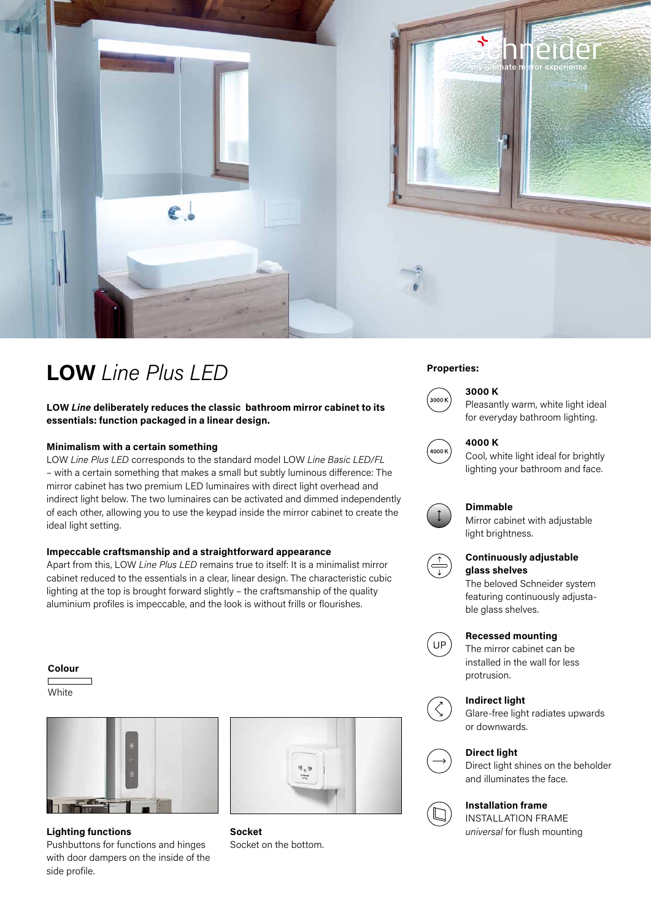# **LOW** *Line Plus LED*

**LOW *Line* deliberately reduces the classic bathroom mirror cabinet to its essentials: function packaged in a linear design.**

### Minimalism with a certain something

LOW *Line Plus LED* corresponds to the standard model LOW *Line Basic LED/FL* – with a certain something that makes a small but subtly luminous difference: The mirror cabinet has two premium LED luminaires with direct light overhead and indirect light below. The two luminaires can be activated and dimmed independently of each other, allowing you to use the keypad inside the mirror cabinet to create the ideal light setting.

### Impeccable craftsmanship and a straightforward appearance

Apart from this, LOW *Line Plus LED* remains true to itself: It is a minimalist mirror cabinet reduced to the essentials in a clear, linear design. The characteristic cubic lighting at the top is brought forward slightly – the craftsmanship of the quality aluminium profiles is impeccable, and the look is without frills or flourishes.

**Colour**

White

**Lighting functions**
Pushbuttons for functions and hinges with door dampers on the inside of the side profile.

**Socket**
Socket on the bottom.

**Properties:**

**3000 K**
Pleasantly warm, white light ideal for everyday bathroom lighting.

**4000 K**
Cool, white light ideal for brightly lighting your bathroom and face.

**Dimmable**
Mirror cabinet with adjustable light brightness.

**Continuously adjustable glass shelves**
The beloved Schneider system featuring continuously adjustable glass shelves.

**Recessed mounting**
The mirror cabinet can be installed in the wall for less protrusion.

**Indirect light**
Glare-free light radiates upwards or downwards.

**Direct light**
Direct light shines on the beholder and illuminates the face.

**Installation frame**
INSTALLATION FRAME *universal* for flush mounting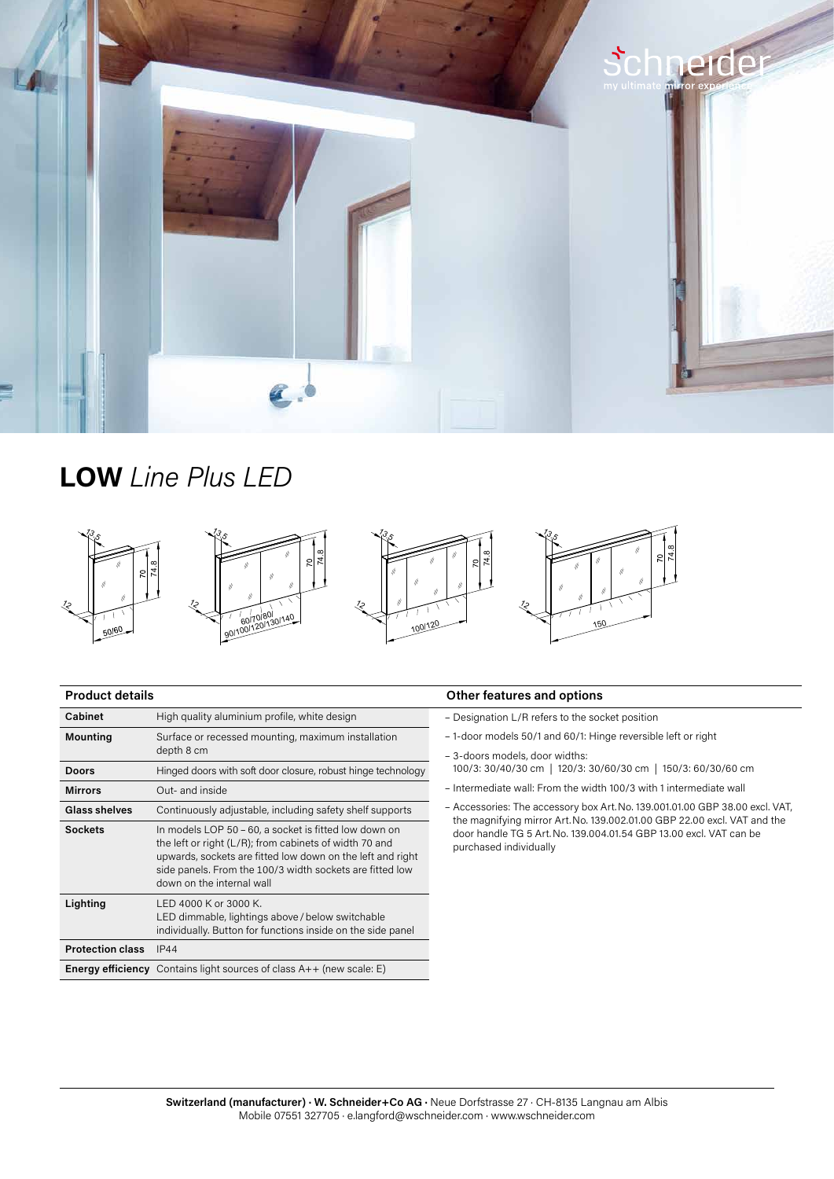# **LOW** *Line Plus LED*

13.5
12
70
74.8
50/60

13.5
12
70
74.8
60/70/80/
90/100/120/130/140

13.5
12
70
74.8
100/120

13.5
12
70
74.8
150

## Product details

| | |
|---|---|
| **Cabinet** | High quality aluminium profile, white design |
| **Mounting** | Surface or recessed mounting, maximum installation depth 8 cm |
| **Doors** | Hinged doors with soft door closure, robust hinge technology |
| **Mirrors** | Out- and inside |
| **Glass shelves** | Continuously adjustable, including safety shelf supports |
| **Sockets** | In models LOP 50 – 60, a socket is fitted low down on the left or right (L/R); from cabinets of width 70 and upwards, sockets are fitted low down on the left and right side panels. From the 100/3 width sockets are fitted low down on the internal wall |
| **Lighting** | LED 4000 K or 3000 K. LED dimmable, lightings above / below switchable individually. Button for functions inside on the side panel |
| **Protection class** | IP44 |
| **Energy efficiency** | Contains light sources of class A++ (new scale: E) |

## Other features and options

- Designation L/R refers to the socket position
- 1-door models 50/1 and 60/1: Hinge reversible left or right
- 3-doors models, door widths: 100/3: 30/40/30 cm | 120/3: 30/60/30 cm | 150/3: 60/30/60 cm
- Intermediate wall: From the width 100/3 with 1 intermediate wall
- Accessories: The accessory box Art. No. 139.001.01.00 GBP 38.00 excl. VAT, the magnifying mirror Art. No. 139.002.01.00 GBP 22.00 excl. VAT and the door handle TG 5 Art. No. 139.004.01.54 GBP 13.00 excl. VAT can be purchased individually

**Switzerland (manufacturer) · W. Schneider+Co AG ·** Neue Dorfstrasse 27 · CH-8135 Langnau am Albis
Mobile 07551 327705 · e.langford@wschneider.com · www.wschneider.com